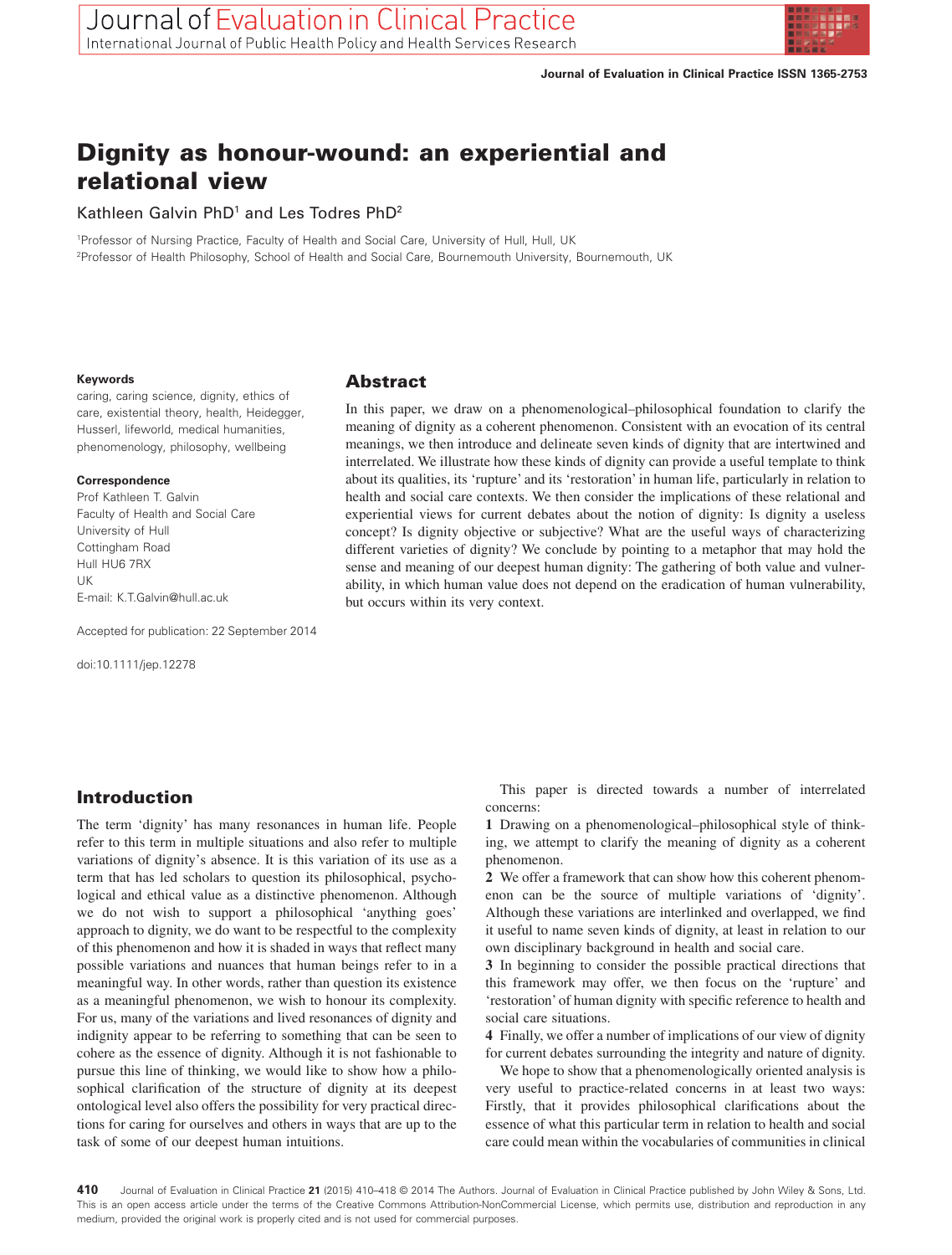# Dignity as honour-wound: an experiential and relational view

Kathleen Galvin PhD[1] and Les Todres PhD[2]

[1]Professor of Nursing Practice, Faculty of Health and Social Care, University of Hull, Hull, UK

[2]Professor of Health Philosophy, School of Health and Social Care, Bournemouth University, Bournemouth, UK

**Keywords**

caring, caring science, dignity, ethics of care, existential theory, health, Heidegger, Husserl, lifeworld, medical humanities, phenomenology, philosophy, wellbeing

**Correspondence**

Prof Kathleen T. Galvin
Faculty of Health and Social Care
University of Hull
Cottingham Road
Hull HU6 7RX
UK
E-mail: K.T.Galvin@hull.ac.uk

Accepted for publication: 22 September 2014

doi:10.1111/jep.12278

## Abstract

In this paper, we draw on a phenomenological–philosophical foundation to clarify the meaning of dignity as a coherent phenomenon. Consistent with an evocation of its central meanings, we then introduce and delineate seven kinds of dignity that are intertwined and interrelated. We illustrate how these kinds of dignity can provide a useful template to think about its qualities, its 'rupture' and its 'restoration' in human life, particularly in relation to health and social care contexts. We then consider the implications of these relational and experiential views for current debates about the notion of dignity: Is dignity a useless concept? Is dignity objective or subjective? What are the useful ways of characterizing different varieties of dignity? We conclude by pointing to a metaphor that may hold the sense and meaning of our deepest human dignity: The gathering of both value and vulnerability, in which human value does not depend on the eradication of human vulnerability, but occurs within its very context.

## Introduction

The term 'dignity' has many resonances in human life. People refer to this term in multiple situations and also refer to multiple variations of dignity's absence. It is this variation of its use as a term that has led scholars to question its philosophical, psychological and ethical value as a distinctive phenomenon. Although we do not wish to support a philosophical 'anything goes' approach to dignity, we do want to be respectful to the complexity of this phenomenon and how it is shaded in ways that reflect many possible variations and nuances that human beings refer to in a meaningful way. In other words, rather than question its existence as a meaningful phenomenon, we wish to honour its complexity. For us, many of the variations and lived resonances of dignity and indignity appear to be referring to something that can be seen to cohere as the essence of dignity. Although it is not fashionable to pursue this line of thinking, we would like to show how a philosophical clarification of the structure of dignity at its deepest ontological level also offers the possibility for very practical directions for caring for ourselves and others in ways that are up to the task of some of our deepest human intuitions.

This paper is directed towards a number of interrelated concerns:

**1** Drawing on a phenomenological–philosophical style of thinking, we attempt to clarify the meaning of dignity as a coherent phenomenon.

**2** We offer a framework that can show how this coherent phenomenon can be the source of multiple variations of 'dignity'. Although these variations are interlinked and overlapped, we find it useful to name seven kinds of dignity, at least in relation to our own disciplinary background in health and social care.

**3** In beginning to consider the possible practical directions that this framework may offer, we then focus on the 'rupture' and 'restoration' of human dignity with specific reference to health and social care situations.

**4** Finally, we offer a number of implications of our view of dignity for current debates surrounding the integrity and nature of dignity.

We hope to show that a phenomenologically oriented analysis is very useful to practice-related concerns in at least two ways: Firstly, that it provides philosophical clarifications about the essence of what this particular term in relation to health and social care could mean within the vocabularies of communities in clinical

This is an open access article under the terms of the Creative Commons Attribution-NonCommercial License, which permits use, distribution and reproduction in any medium, provided the original work is properly cited and is not used for commercial purposes.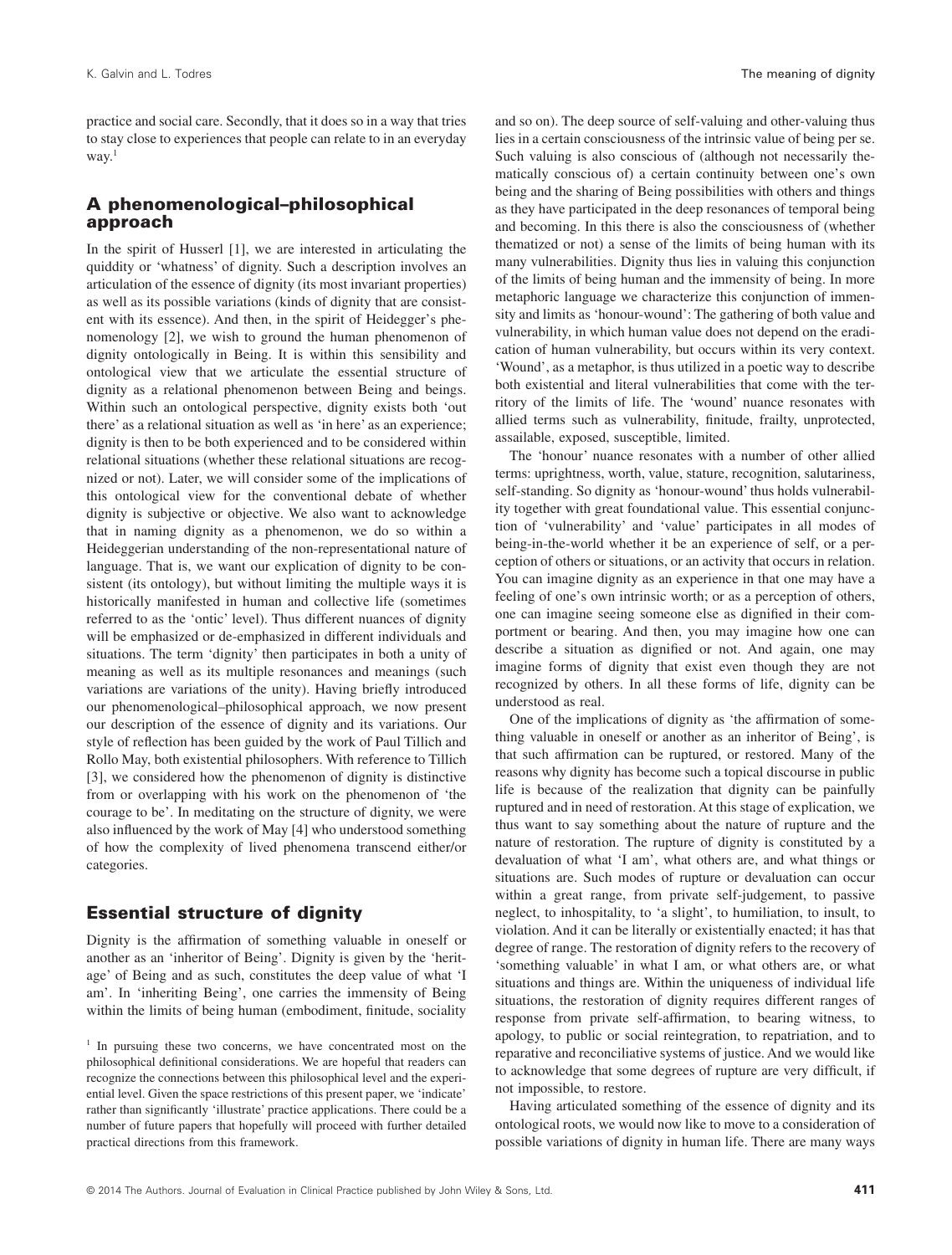practice and social care. Secondly, that it does so in a way that tries to stay close to experiences that people can relate to in an everyday way.[1]

## A phenomenological–philosophical approach

In the spirit of Husserl [1], we are interested in articulating the quiddity or 'whatness' of dignity. Such a description involves an articulation of the essence of dignity (its most invariant properties) as well as its possible variations (kinds of dignity that are consistent with its essence). And then, in the spirit of Heidegger's phenomenology [2], we wish to ground the human phenomenon of dignity ontologically in Being. It is within this sensibility and ontological view that we articulate the essential structure of dignity as a relational phenomenon between Being and beings. Within such an ontological perspective, dignity exists both 'out there' as a relational situation as well as 'in here' as an experience; dignity is then to be both experienced and to be considered within relational situations (whether these relational situations are recognized or not). Later, we will consider some of the implications of this ontological view for the conventional debate of whether dignity is subjective or objective. We also want to acknowledge that in naming dignity as a phenomenon, we do so within a Heideggerian understanding of the non-representational nature of language. That is, we want our explication of dignity to be consistent (its ontology), but without limiting the multiple ways it is historically manifested in human and collective life (sometimes referred to as the 'ontic' level). Thus different nuances of dignity will be emphasized or de-emphasized in different individuals and situations. The term 'dignity' then participates in both a unity of meaning as well as its multiple resonances and meanings (such variations are variations of the unity). Having briefly introduced our phenomenological–philosophical approach, we now present our description of the essence of dignity and its variations. Our style of reflection has been guided by the work of Paul Tillich and Rollo May, both existential philosophers. With reference to Tillich [3], we considered how the phenomenon of dignity is distinctive from or overlapping with his work on the phenomenon of 'the courage to be'. In meditating on the structure of dignity, we were also influenced by the work of May [4] who understood something of how the complexity of lived phenomena transcend either/or categories.

## Essential structure of dignity

Dignity is the affirmation of something valuable in oneself or another as an 'inheritor of Being'. Dignity is given by the 'heritage' of Being and as such, constitutes the deep value of what 'I am'. In 'inheriting Being', one carries the immensity of Being within the limits of being human (embodiment, finitude, sociality and so on). The deep source of self-valuing and other-valuing thus lies in a certain consciousness of the intrinsic value of being per se. Such valuing is also conscious of (although not necessarily thematically conscious of) a certain continuity between one's own being and the sharing of Being possibilities with others and things as they have participated in the deep resonances of temporal being and becoming. In this there is also the consciousness of (whether thematized or not) a sense of the limits of being human with its many vulnerabilities. Dignity thus lies in valuing this conjunction of the limits of being human and the immensity of being. In more metaphoric language we characterize this conjunction of immensity and limits as 'honour-wound': The gathering of both value and vulnerability, in which human value does not depend on the eradication of human vulnerability, but occurs within its very context. 'Wound', as a metaphor, is thus utilized in a poetic way to describe both existential and literal vulnerabilities that come with the territory of the limits of life. The 'wound' nuance resonates with allied terms such as vulnerability, finitude, frailty, unprotected, assailable, exposed, susceptible, limited.

The 'honour' nuance resonates with a number of other allied terms: uprightness, worth, value, stature, recognition, salutariness, self-standing. So dignity as 'honour-wound' thus holds vulnerability together with great foundational value. This essential conjunction of 'vulnerability' and 'value' participates in all modes of being-in-the-world whether it be an experience of self, or a perception of others or situations, or an activity that occurs in relation. You can imagine dignity as an experience in that one may have a feeling of one's own intrinsic worth; or as a perception of others, one can imagine seeing someone else as dignified in their comportment or bearing. And then, you may imagine how one can describe a situation as dignified or not. And again, one may imagine forms of dignity that exist even though they are not recognized by others. In all these forms of life, dignity can be understood as real.

One of the implications of dignity as 'the affirmation of something valuable in oneself or another as an inheritor of Being', is that such affirmation can be ruptured, or restored. Many of the reasons why dignity has become such a topical discourse in public life is because of the realization that dignity can be painfully ruptured and in need of restoration. At this stage of explication, we thus want to say something about the nature of rupture and the nature of restoration. The rupture of dignity is constituted by a devaluation of what 'I am', what others are, and what things or situations are. Such modes of rupture or devaluation can occur within a great range, from private self-judgement, to passive neglect, to inhospitality, to 'a slight', to humiliation, to insult, to violation. And it can be literally or existentially enacted; it has that degree of range. The restoration of dignity refers to the recovery of 'something valuable' in what I am, or what others are, or what situations and things are. Within the uniqueness of individual life situations, the restoration of dignity requires different ranges of response from private self-affirmation, to bearing witness, to apology, to public or social reintegration, to repatriation, and to reparative and reconciliative systems of justice. And we would like to acknowledge that some degrees of rupture are very difficult, if not impossible, to restore.

Having articulated something of the essence of dignity and its ontological roots, we would now like to move to a consideration of possible variations of dignity in human life. There are many ways

[1] In pursuing these two concerns, we have concentrated most on the philosophical definitional considerations. We are hopeful that readers can recognize the connections between this philosophical level and the experiential level. Given the space restrictions of this present paper, we 'indicate' rather than significantly 'illustrate' practice applications. There could be a number of future papers that hopefully will proceed with further detailed practical directions from this framework.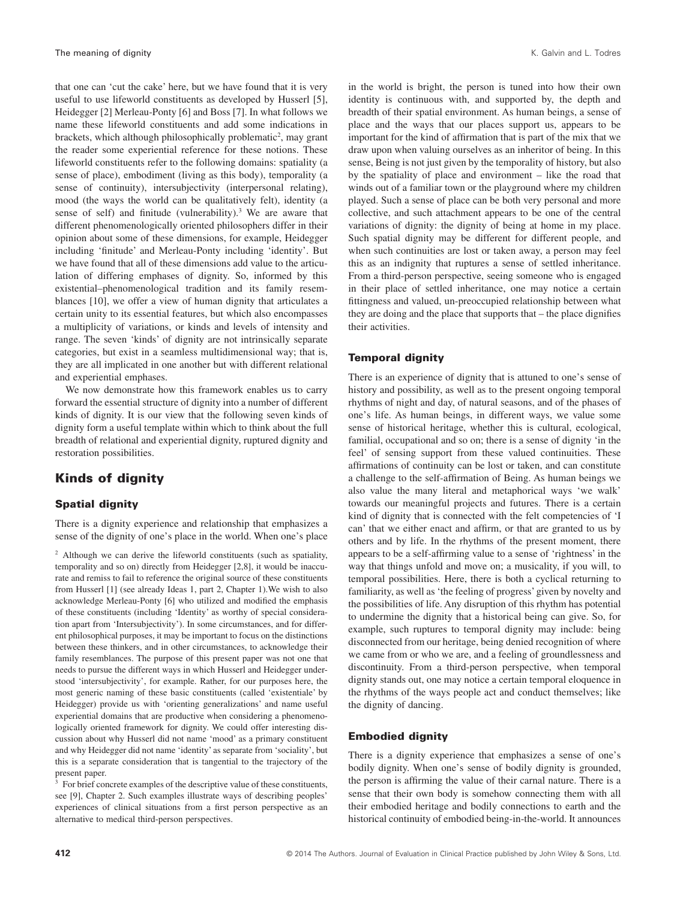that one can 'cut the cake' here, but we have found that it is very useful to use lifeworld constituents as developed by Husserl [5], Heidegger [2] Merleau-Ponty [6] and Boss [7]. In what follows we name these lifeworld constituents and add some indications in brackets, which although philosophically problematic[2], may grant the reader some experiential reference for these notions. These lifeworld constituents refer to the following domains: spatiality (a sense of place), embodiment (living as this body), temporality (a sense of continuity), intersubjectivity (interpersonal relating), mood (the ways the world can be qualitatively felt), identity (a sense of self) and finitude (vulnerability).[3] We are aware that different phenomenologically oriented philosophers differ in their opinion about some of these dimensions, for example, Heidegger including 'finitude' and Merleau-Ponty including 'identity'. But we have found that all of these dimensions add value to the articulation of differing emphases of dignity. So, informed by this existential–phenomenological tradition and its family resemblances [10], we offer a view of human dignity that articulates a certain unity to its essential features, but which also encompasses a multiplicity of variations, or kinds and levels of intensity and range. The seven 'kinds' of dignity are not intrinsically separate categories, but exist in a seamless multidimensional way; that is, they are all implicated in one another but with different relational and experiential emphases.

We now demonstrate how this framework enables us to carry forward the essential structure of dignity into a number of different kinds of dignity. It is our view that the following seven kinds of dignity form a useful template within which to think about the full breadth of relational and experiential dignity, ruptured dignity and restoration possibilities.

## Kinds of dignity

### Spatial dignity

There is a dignity experience and relationship that emphasizes a sense of the dignity of one's place in the world. When one's place in the world is bright, the person is tuned into how their own identity is continuous with, and supported by, the depth and breadth of their spatial environment. As human beings, a sense of place and the ways that our places support us, appears to be important for the kind of affirmation that is part of the mix that we draw upon when valuing ourselves as an inheritor of being. In this sense, Being is not just given by the temporality of history, but also by the spatiality of place and environment – like the road that winds out of a familiar town or the playground where my children played. Such a sense of place can be both very personal and more collective, and such attachment appears to be one of the central variations of dignity: the dignity of being at home in my place. Such spatial dignity may be different for different people, and when such continuities are lost or taken away, a person may feel this as an indignity that ruptures a sense of settled inheritance. From a third-person perspective, seeing someone who is engaged in their place of settled inheritance, one may notice a certain fittingness and valued, un-preoccupied relationship between what they are doing and the place that supports that – the place dignifies their activities.

### Temporal dignity

There is an experience of dignity that is attuned to one's sense of history and possibility, as well as to the present ongoing temporal rhythms of night and day, of natural seasons, and of the phases of one's life. As human beings, in different ways, we value some sense of historical heritage, whether this is cultural, ecological, familial, occupational and so on; there is a sense of dignity 'in the feel' of sensing support from these valued continuities. These affirmations of continuity can be lost or taken, and can constitute a challenge to the self-affirmation of Being. As human beings we also value the many literal and metaphorical ways 'we walk' towards our meaningful projects and futures. There is a certain kind of dignity that is connected with the felt competencies of 'I can' that we either enact and affirm, or that are granted to us by others and by life. In the rhythms of the present moment, there appears to be a self-affirming value to a sense of 'rightness' in the way that things unfold and move on; a musicality, if you will, to temporal possibilities. Here, there is both a cyclical returning to familiarity, as well as 'the feeling of progress' given by novelty and the possibilities of life. Any disruption of this rhythm has potential to undermine the dignity that a historical being can give. So, for example, such ruptures to temporal dignity may include: being disconnected from our heritage, being denied recognition of where we came from or who we are, and a feeling of groundlessness and discontinuity. From a third-person perspective, when temporal dignity stands out, one may notice a certain temporal eloquence in the rhythms of the ways people act and conduct themselves; like the dignity of dancing.

### Embodied dignity

There is a dignity experience that emphasizes a sense of one's bodily dignity. When one's sense of bodily dignity is grounded, the person is affirming the value of their carnal nature. There is a sense that their own body is somehow connecting them with all their embodied heritage and bodily connections to earth and the historical continuity of embodied being-in-the-world. It announces

[2] Although we can derive the lifeworld constituents (such as spatiality, temporality and so on) directly from Heidegger [2,8], it would be inaccurate and remiss to fail to reference the original source of these constituents from Husserl [1] (see already Ideas 1, part 2, Chapter 1).We wish to also acknowledge Merleau-Ponty [6] who utilized and modified the emphasis of these constituents (including 'Identity' as worthy of special consideration apart from 'Intersubjectivity'). In some circumstances, and for different philosophical purposes, it may be important to focus on the distinctions between these thinkers, and in other circumstances, to acknowledge their family resemblances. The purpose of this present paper was not one that needs to pursue the different ways in which Husserl and Heidegger understood 'intersubjectivity', for example. Rather, for our purposes here, the most generic naming of these basic constituents (called 'existentiale' by Heidegger) provide us with 'orienting generalizations' and name useful experiential domains that are productive when considering a phenomenologically oriented framework for dignity. We could offer interesting discussion about why Husserl did not name 'mood' as a primary constituent and why Heidegger did not name 'identity' as separate from 'sociality', but this is a separate consideration that is tangential to the trajectory of the present paper.

[3] For brief concrete examples of the descriptive value of these constituents, see [9], Chapter 2. Such examples illustrate ways of describing peoples' experiences of clinical situations from a first person perspective as an alternative to medical third-person perspectives.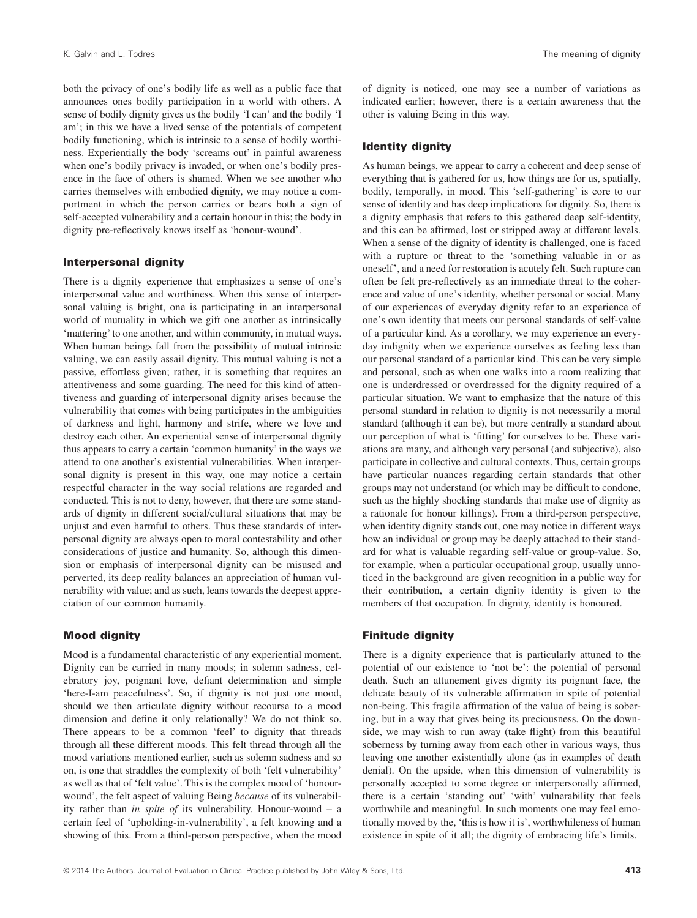both the privacy of one's bodily life as well as a public face that announces ones bodily participation in a world with others. A sense of bodily dignity gives us the bodily 'I can' and the bodily 'I am'; in this we have a lived sense of the potentials of competent bodily functioning, which is intrinsic to a sense of bodily worthiness. Experientially the body 'screams out' in painful awareness when one's bodily privacy is invaded, or when one's bodily presence in the face of others is shamed. When we see another who carries themselves with embodied dignity, we may notice a comportment in which the person carries or bears both a sign of self-accepted vulnerability and a certain honour in this; the body in dignity pre-reflectively knows itself as 'honour-wound'.

### Interpersonal dignity

There is a dignity experience that emphasizes a sense of one's interpersonal value and worthiness. When this sense of interpersonal valuing is bright, one is participating in an interpersonal world of mutuality in which we gift one another as intrinsically 'mattering' to one another, and within community, in mutual ways. When human beings fall from the possibility of mutual intrinsic valuing, we can easily assail dignity. This mutual valuing is not a passive, effortless given; rather, it is something that requires an attentiveness and some guarding. The need for this kind of attentiveness and guarding of interpersonal dignity arises because the vulnerability that comes with being participates in the ambiguities of darkness and light, harmony and strife, where we love and destroy each other. An experiential sense of interpersonal dignity thus appears to carry a certain 'common humanity' in the ways we attend to one another's existential vulnerabilities. When interpersonal dignity is present in this way, one may notice a certain respectful character in the way social relations are regarded and conducted. This is not to deny, however, that there are some standards of dignity in different social/cultural situations that may be unjust and even harmful to others. Thus these standards of interpersonal dignity are always open to moral contestability and other considerations of justice and humanity. So, although this dimension or emphasis of interpersonal dignity can be misused and perverted, its deep reality balances an appreciation of human vulnerability with value; and as such, leans towards the deepest appreciation of our common humanity.

### Mood dignity

Mood is a fundamental characteristic of any experiential moment. Dignity can be carried in many moods; in solemn sadness, celebratory joy, poignant love, defiant determination and simple 'here-I-am peacefulness'. So, if dignity is not just one mood, should we then articulate dignity without recourse to a mood dimension and define it only relationally? We do not think so. There appears to be a common 'feel' to dignity that threads through all these different moods. This felt thread through all the mood variations mentioned earlier, such as solemn sadness and so on, is one that straddles the complexity of both 'felt vulnerability' as well as that of 'felt value'. This is the complex mood of 'honour-wound', the felt aspect of valuing Being *because* of its vulnerability rather than *in spite of* its vulnerability. Honour-wound – a certain feel of 'upholding-in-vulnerability', a felt knowing and a showing of this. From a third-person perspective, when the mood of dignity is noticed, one may see a number of variations as indicated earlier; however, there is a certain awareness that the other is valuing Being in this way.

### Identity dignity

As human beings, we appear to carry a coherent and deep sense of everything that is gathered for us, how things are for us, spatially, bodily, temporally, in mood. This 'self-gathering' is core to our sense of identity and has deep implications for dignity. So, there is a dignity emphasis that refers to this gathered deep self-identity, and this can be affirmed, lost or stripped away at different levels. When a sense of the dignity of identity is challenged, one is faced with a rupture or threat to the 'something valuable in or as oneself', and a need for restoration is acutely felt. Such rupture can often be felt pre-reflectively as an immediate threat to the coherence and value of one's identity, whether personal or social. Many of our experiences of everyday dignity refer to an experience of one's own identity that meets our personal standards of self-value of a particular kind. As a corollary, we may experience an everyday indignity when we experience ourselves as feeling less than our personal standard of a particular kind. This can be very simple and personal, such as when one walks into a room realizing that one is underdressed or overdressed for the dignity required of a particular situation. We want to emphasize that the nature of this personal standard in relation to dignity is not necessarily a moral standard (although it can be), but more centrally a standard about our perception of what is 'fitting' for ourselves to be. These variations are many, and although very personal (and subjective), also participate in collective and cultural contexts. Thus, certain groups have particular nuances regarding certain standards that other groups may not understand (or which may be difficult to condone, such as the highly shocking standards that make use of dignity as a rationale for honour killings). From a third-person perspective, when identity dignity stands out, one may notice in different ways how an individual or group may be deeply attached to their standard for what is valuable regarding self-value or group-value. So, for example, when a particular occupational group, usually unnoticed in the background are given recognition in a public way for their contribution, a certain dignity identity is given to the members of that occupation. In dignity, identity is honoured.

### Finitude dignity

There is a dignity experience that is particularly attuned to the potential of our existence to 'not be': the potential of personal death. Such an attunement gives dignity its poignant face, the delicate beauty of its vulnerable affirmation in spite of potential non-being. This fragile affirmation of the value of being is sobering, but in a way that gives being its preciousness. On the downside, we may wish to run away (take flight) from this beautiful soberness by turning away from each other in various ways, thus leaving one another existentially alone (as in examples of death denial). On the upside, when this dimension of vulnerability is personally accepted to some degree or interpersonally affirmed, there is a certain 'standing out' 'with' vulnerability that feels worthwhile and meaningful. In such moments one may feel emotionally moved by the, 'this is how it is', worthwhileness of human existence in spite of it all; the dignity of embracing life's limits.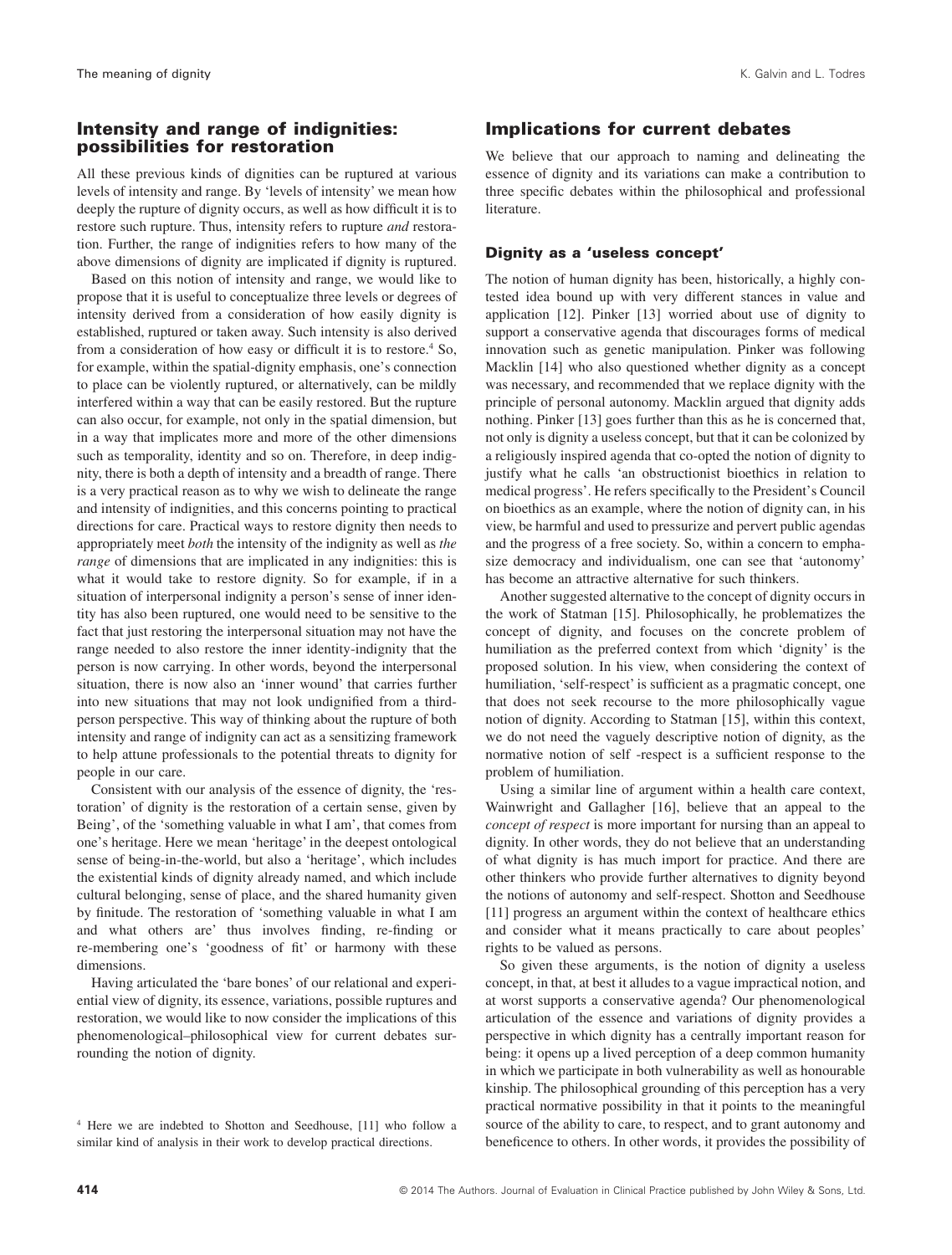## Intensity and range of indignities: possibilities for restoration

All these previous kinds of dignities can be ruptured at various levels of intensity and range. By 'levels of intensity' we mean how deeply the rupture of dignity occurs, as well as how difficult it is to restore such rupture. Thus, intensity refers to rupture *and* restoration. Further, the range of indignities refers to how many of the above dimensions of dignity are implicated if dignity is ruptured.

Based on this notion of intensity and range, we would like to propose that it is useful to conceptualize three levels or degrees of intensity derived from a consideration of how easily dignity is established, ruptured or taken away. Such intensity is also derived from a consideration of how easy or difficult it is to restore.[4] So, for example, within the spatial-dignity emphasis, one's connection to place can be violently ruptured, or alternatively, can be mildly interfered within a way that can be easily restored. But the rupture can also occur, for example, not only in the spatial dimension, but in a way that implicates more and more of the other dimensions such as temporality, identity and so on. Therefore, in deep indignity, there is both a depth of intensity and a breadth of range. There is a very practical reason as to why we wish to delineate the range and intensity of indignities, and this concerns pointing to practical directions for care. Practical ways to restore dignity then needs to appropriately meet *both* the intensity of the indignity as well as *the range* of dimensions that are implicated in any indignities: this is what it would take to restore dignity. So for example, if in a situation of interpersonal indignity a person's sense of inner identity has also been ruptured, one would need to be sensitive to the fact that just restoring the interpersonal situation may not have the range needed to also restore the inner identity-indignity that the person is now carrying. In other words, beyond the interpersonal situation, there is now also an 'inner wound' that carries further into new situations that may not look undignified from a third-person perspective. This way of thinking about the rupture of both intensity and range of indignity can act as a sensitizing framework to help attune professionals to the potential threats to dignity for people in our care.

Consistent with our analysis of the essence of dignity, the 'restoration' of dignity is the restoration of a certain sense, given by Being', of the 'something valuable in what I am', that comes from one's heritage. Here we mean 'heritage' in the deepest ontological sense of being-in-the-world, but also a 'heritage', which includes the existential kinds of dignity already named, and which include cultural belonging, sense of place, and the shared humanity given by finitude. The restoration of 'something valuable in what I am and what others are' thus involves finding, re-finding or re-membering one's 'goodness of fit' or harmony with these dimensions.

Having articulated the 'bare bones' of our relational and experiential view of dignity, its essence, variations, possible ruptures and restoration, we would like to now consider the implications of this phenomenological–philosophical view for current debates surrounding the notion of dignity.

[4] Here we are indebted to Shotton and Seedhouse, [11] who follow a similar kind of analysis in their work to develop practical directions.

## Implications for current debates

We believe that our approach to naming and delineating the essence of dignity and its variations can make a contribution to three specific debates within the philosophical and professional literature.

### Dignity as a 'useless concept'

The notion of human dignity has been, historically, a highly contested idea bound up with very different stances in value and application [12]. Pinker [13] worried about use of dignity to support a conservative agenda that discourages forms of medical innovation such as genetic manipulation. Pinker was following Macklin [14] who also questioned whether dignity as a concept was necessary, and recommended that we replace dignity with the principle of personal autonomy. Macklin argued that dignity adds nothing. Pinker [13] goes further than this as he is concerned that, not only is dignity a useless concept, but that it can be colonized by a religiously inspired agenda that co-opted the notion of dignity to justify what he calls 'an obstructionist bioethics in relation to medical progress'. He refers specifically to the President's Council on bioethics as an example, where the notion of dignity can, in his view, be harmful and used to pressurize and pervert public agendas and the progress of a free society. So, within a concern to emphasize democracy and individualism, one can see that 'autonomy' has become an attractive alternative for such thinkers.

Another suggested alternative to the concept of dignity occurs in the work of Statman [15]. Philosophically, he problematizes the concept of dignity, and focuses on the concrete problem of humiliation as the preferred context from which 'dignity' is the proposed solution. In his view, when considering the context of humiliation, 'self-respect' is sufficient as a pragmatic concept, one that does not seek recourse to the more philosophically vague notion of dignity. According to Statman [15], within this context, we do not need the vaguely descriptive notion of dignity, as the normative notion of self -respect is a sufficient response to the problem of humiliation.

Using a similar line of argument within a health care context, Wainwright and Gallagher [16], believe that an appeal to the *concept of respect* is more important for nursing than an appeal to dignity. In other words, they do not believe that an understanding of what dignity is has much import for practice. And there are other thinkers who provide further alternatives to dignity beyond the notions of autonomy and self-respect. Shotton and Seedhouse [11] progress an argument within the context of healthcare ethics and consider what it means practically to care about peoples' rights to be valued as persons.

So given these arguments, is the notion of dignity a useless concept, in that, at best it alludes to a vague impractical notion, and at worst supports a conservative agenda? Our phenomenological articulation of the essence and variations of dignity provides a perspective in which dignity has a centrally important reason for being: it opens up a lived perception of a deep common humanity in which we participate in both vulnerability as well as honourable kinship. The philosophical grounding of this perception has a very practical normative possibility in that it points to the meaningful source of the ability to care, to respect, and to grant autonomy and beneficence to others. In other words, it provides the possibility of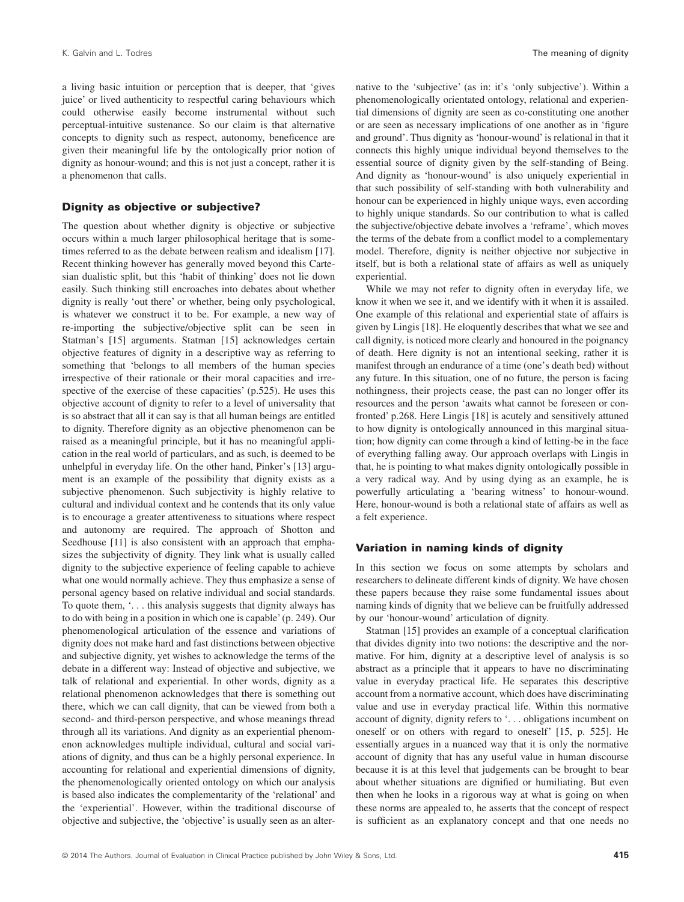a living basic intuition or perception that is deeper, that 'gives juice' or lived authenticity to respectful caring behaviours which could otherwise easily become instrumental without such perceptual-intuitive sustenance. So our claim is that alternative concepts to dignity such as respect, autonomy, beneficence are given their meaningful life by the ontologically prior notion of dignity as honour-wound; and this is not just a concept, rather it is a phenomenon that calls.

## Dignity as objective or subjective?

The question about whether dignity is objective or subjective occurs within a much larger philosophical heritage that is sometimes referred to as the debate between realism and idealism [17]. Recent thinking however has generally moved beyond this Cartesian dualistic split, but this 'habit of thinking' does not lie down easily. Such thinking still encroaches into debates about whether dignity is really 'out there' or whether, being only psychological, is whatever we construct it to be. For example, a new way of re-importing the subjective/objective split can be seen in Statman's [15] arguments. Statman [15] acknowledges certain objective features of dignity in a descriptive way as referring to something that 'belongs to all members of the human species irrespective of their rationale or their moral capacities and irrespective of the exercise of these capacities' (p.525). He uses this objective account of dignity to refer to a level of universality that is so abstract that all it can say is that all human beings are entitled to dignity. Therefore dignity as an objective phenomenon can be raised as a meaningful principle, but it has no meaningful application in the real world of particulars, and as such, is deemed to be unhelpful in everyday life. On the other hand, Pinker's [13] argument is an example of the possibility that dignity exists as a subjective phenomenon. Such subjectivity is highly relative to cultural and individual context and he contends that its only value is to encourage a greater attentiveness to situations where respect and autonomy are required. The approach of Shotton and Seedhouse [11] is also consistent with an approach that emphasizes the subjectivity of dignity. They link what is usually called dignity to the subjective experience of feeling capable to achieve what one would normally achieve. They thus emphasize a sense of personal agency based on relative individual and social standards. To quote them, '. . . this analysis suggests that dignity always has to do with being in a position in which one is capable' (p. 249). Our phenomenological articulation of the essence and variations of dignity does not make hard and fast distinctions between objective and subjective dignity, yet wishes to acknowledge the terms of the debate in a different way: Instead of objective and subjective, we talk of relational and experiential. In other words, dignity as a relational phenomenon acknowledges that there is something out there, which we can call dignity, that can be viewed from both a second- and third-person perspective, and whose meanings thread through all its variations. And dignity as an experiential phenomenon acknowledges multiple individual, cultural and social variations of dignity, and thus can be a highly personal experience. In accounting for relational and experiential dimensions of dignity, the phenomenologically oriented ontology on which our analysis is based also indicates the complementarity of the 'relational' and the 'experiential'. However, within the traditional discourse of objective and subjective, the 'objective' is usually seen as an alternative to the 'subjective' (as in: it's 'only subjective'). Within a phenomenologically orientated ontology, relational and experiential dimensions of dignity are seen as co-constituting one another or are seen as necessary implications of one another as in 'figure and ground'. Thus dignity as 'honour-wound' is relational in that it connects this highly unique individual beyond themselves to the essential source of dignity given by the self-standing of Being. And dignity as 'honour-wound' is also uniquely experiential in that such possibility of self-standing with both vulnerability and honour can be experienced in highly unique ways, even according to highly unique standards. So our contribution to what is called the subjective/objective debate involves a 'reframe', which moves the terms of the debate from a conflict model to a complementary model. Therefore, dignity is neither objective nor subjective in itself, but is both a relational state of affairs as well as uniquely experiential.

While we may not refer to dignity often in everyday life, we know it when we see it, and we identify with it when it is assailed. One example of this relational and experiential state of affairs is given by Lingis [18]. He eloquently describes that what we see and call dignity, is noticed more clearly and honoured in the poignancy of death. Here dignity is not an intentional seeking, rather it is manifest through an endurance of a time (one's death bed) without any future. In this situation, one of no future, the person is facing nothingness, their projects cease, the past can no longer offer its resources and the person 'awaits what cannot be foreseen or confronted' p.268. Here Lingis [18] is acutely and sensitively attuned to how dignity is ontologically announced in this marginal situation; how dignity can come through a kind of letting-be in the face of everything falling away. Our approach overlaps with Lingis in that, he is pointing to what makes dignity ontologically possible in a very radical way. And by using dying as an example, he is powerfully articulating a 'bearing witness' to honour-wound. Here, honour-wound is both a relational state of affairs as well as a felt experience.

## Variation in naming kinds of dignity

In this section we focus on some attempts by scholars and researchers to delineate different kinds of dignity. We have chosen these papers because they raise some fundamental issues about naming kinds of dignity that we believe can be fruitfully addressed by our 'honour-wound' articulation of dignity.

Statman [15] provides an example of a conceptual clarification that divides dignity into two notions: the descriptive and the normative. For him, dignity at a descriptive level of analysis is so abstract as a principle that it appears to have no discriminating value in everyday practical life. He separates this descriptive account from a normative account, which does have discriminating value and use in everyday practical life. Within this normative account of dignity, dignity refers to '. . . obligations incumbent on oneself or on others with regard to oneself' [15, p. 525]. He essentially argues in a nuanced way that it is only the normative account of dignity that has any useful value in human discourse because it is at this level that judgements can be brought to bear about whether situations are dignified or humiliating. But even then when he looks in a rigorous way at what is going on when these norms are appealed to, he asserts that the concept of respect is sufficient as an explanatory concept and that one needs no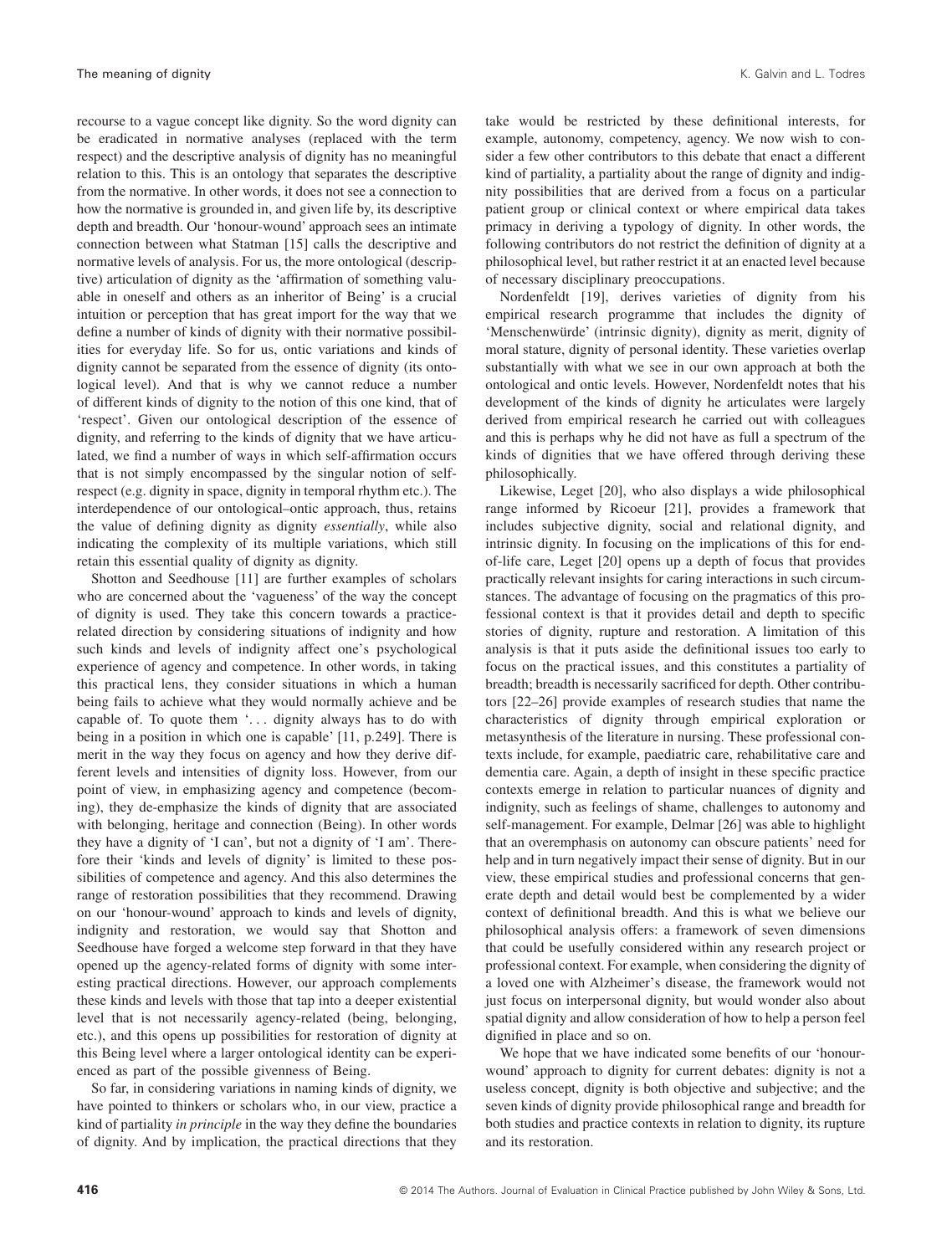recourse to a vague concept like dignity. So the word dignity can be eradicated in normative analyses (replaced with the term respect) and the descriptive analysis of dignity has no meaningful relation to this. This is an ontology that separates the descriptive from the normative. In other words, it does not see a connection to how the normative is grounded in, and given life by, its descriptive depth and breadth. Our 'honour-wound' approach sees an intimate connection between what Statman [15] calls the descriptive and normative levels of analysis. For us, the more ontological (descriptive) articulation of dignity as the 'affirmation of something valuable in oneself and others as an inheritor of Being' is a crucial intuition or perception that has great import for the way that we define a number of kinds of dignity with their normative possibilities for everyday life. So for us, ontic variations and kinds of dignity cannot be separated from the essence of dignity (its ontological level). And that is why we cannot reduce a number of different kinds of dignity to the notion of this one kind, that of 'respect'. Given our ontological description of the essence of dignity, and referring to the kinds of dignity that we have articulated, we find a number of ways in which self-affirmation occurs that is not simply encompassed by the singular notion of self-respect (e.g. dignity in space, dignity in temporal rhythm etc.). The interdependence of our ontological–ontic approach, thus, retains the value of defining dignity as dignity *essentially*, while also indicating the complexity of its multiple variations, which still retain this essential quality of dignity as dignity.

Shotton and Seedhouse [11] are further examples of scholars who are concerned about the 'vagueness' of the way the concept of dignity is used. They take this concern towards a practice-related direction by considering situations of indignity and how such kinds and levels of indignity affect one's psychological experience of agency and competence. In other words, in taking this practical lens, they consider situations in which a human being fails to achieve what they would normally achieve and be capable of. To quote them '. . . dignity always has to do with being in a position in which one is capable' [11, p.249]. There is merit in the way they focus on agency and how they derive different levels and intensities of dignity loss. However, from our point of view, in emphasizing agency and competence (becoming), they de-emphasize the kinds of dignity that are associated with belonging, heritage and connection (Being). In other words they have a dignity of 'I can', but not a dignity of 'I am'. Therefore their 'kinds and levels of dignity' is limited to these possibilities of competence and agency. And this also determines the range of restoration possibilities that they recommend. Drawing on our 'honour-wound' approach to kinds and levels of dignity, indignity and restoration, we would say that Shotton and Seedhouse have forged a welcome step forward in that they have opened up the agency-related forms of dignity with some interesting practical directions. However, our approach complements these kinds and levels with those that tap into a deeper existential level that is not necessarily agency-related (being, belonging, etc.), and this opens up possibilities for restoration of dignity at this Being level where a larger ontological identity can be experienced as part of the possible givenness of Being.

So far, in considering variations in naming kinds of dignity, we have pointed to thinkers or scholars who, in our view, practice a kind of partiality *in principle* in the way they define the boundaries of dignity. And by implication, the practical directions that they take would be restricted by these definitional interests, for example, autonomy, competency, agency. We now wish to consider a few other contributors to this debate that enact a different kind of partiality, a partiality about the range of dignity and indignity possibilities that are derived from a focus on a particular patient group or clinical context or where empirical data takes primacy in deriving a typology of dignity. In other words, the following contributors do not restrict the definition of dignity at a philosophical level, but rather restrict it at an enacted level because of necessary disciplinary preoccupations.

Nordenfeldt [19], derives varieties of dignity from his empirical research programme that includes the dignity of 'Menschenwürde' (intrinsic dignity), dignity as merit, dignity of moral stature, dignity of personal identity. These varieties overlap substantially with what we see in our own approach at both the ontological and ontic levels. However, Nordenfeldt notes that his development of the kinds of dignity he articulates were largely derived from empirical research he carried out with colleagues and this is perhaps why he did not have as full a spectrum of the kinds of dignities that we have offered through deriving these philosophically.

Likewise, Leget [20], who also displays a wide philosophical range informed by Ricoeur [21], provides a framework that includes subjective dignity, social and relational dignity, and intrinsic dignity. In focusing on the implications of this for end-of-life care, Leget [20] opens up a depth of focus that provides practically relevant insights for caring interactions in such circumstances. The advantage of focusing on the pragmatics of this professional context is that it provides detail and depth to specific stories of dignity, rupture and restoration. A limitation of this analysis is that it puts aside the definitional issues too early to focus on the practical issues, and this constitutes a partiality of breadth; breadth is necessarily sacrificed for depth. Other contributors [22–26] provide examples of research studies that name the characteristics of dignity through empirical exploration or metasynthesis of the literature in nursing. These professional contexts include, for example, paediatric care, rehabilitative care and dementia care. Again, a depth of insight in these specific practice contexts emerge in relation to particular nuances of dignity and indignity, such as feelings of shame, challenges to autonomy and self-management. For example, Delmar [26] was able to highlight that an overemphasis on autonomy can obscure patients' need for help and in turn negatively impact their sense of dignity. But in our view, these empirical studies and professional concerns that generate depth and detail would best be complemented by a wider context of definitional breadth. And this is what we believe our philosophical analysis offers: a framework of seven dimensions that could be usefully considered within any research project or professional context. For example, when considering the dignity of a loved one with Alzheimer's disease, the framework would not just focus on interpersonal dignity, but would wonder also about spatial dignity and allow consideration of how to help a person feel dignified in place and so on.

We hope that we have indicated some benefits of our 'honour-wound' approach to dignity for current debates: dignity is not a useless concept, dignity is both objective and subjective; and the seven kinds of dignity provide philosophical range and breadth for both studies and practice contexts in relation to dignity, its rupture and its restoration.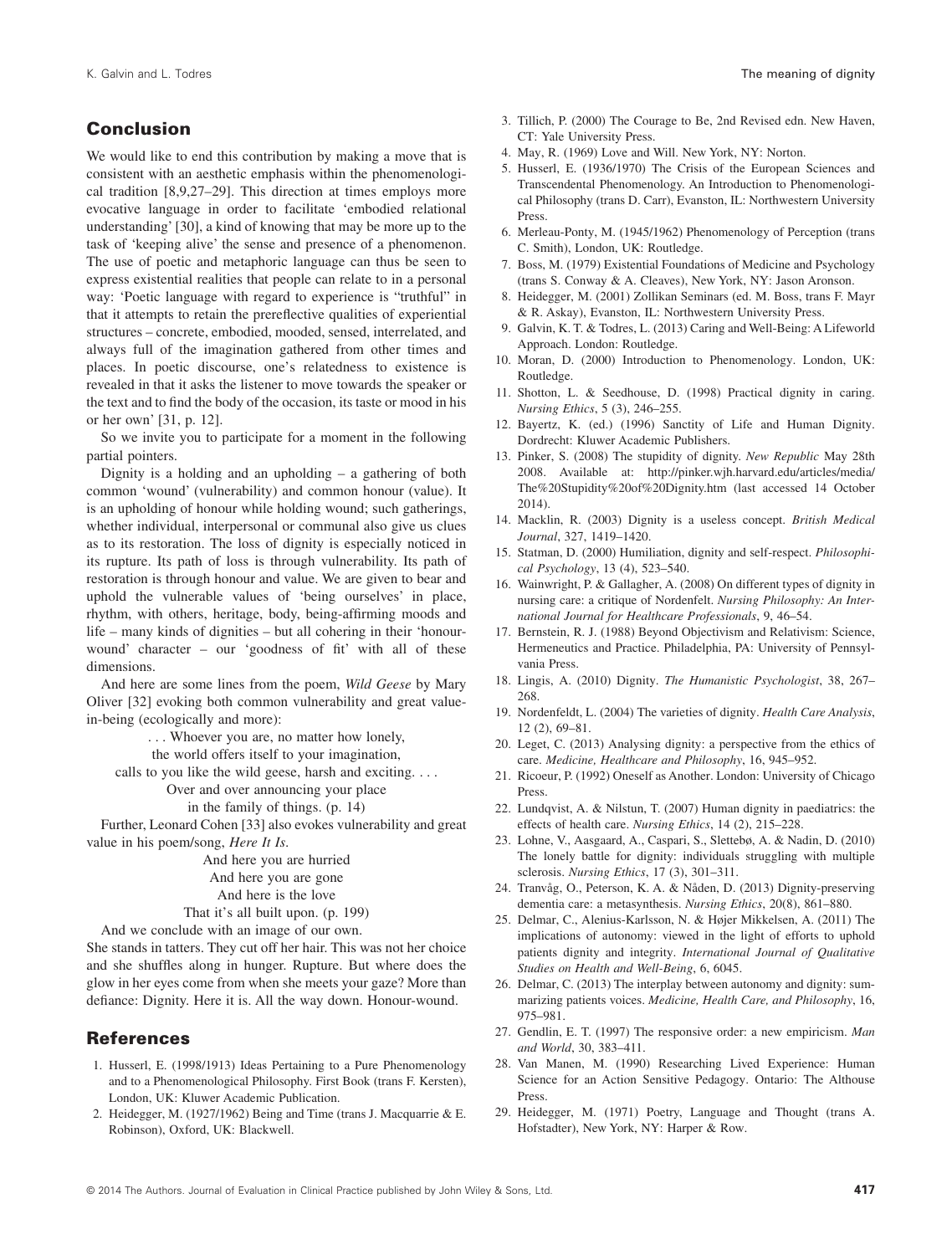## Conclusion

We would like to end this contribution by making a move that is consistent with an aesthetic emphasis within the phenomenological tradition [8,9,27–29]. This direction at times employs more evocative language in order to facilitate 'embodied relational understanding' [30], a kind of knowing that may be more up to the task of 'keeping alive' the sense and presence of a phenomenon. The use of poetic and metaphoric language can thus be seen to express existential realities that people can relate to in a personal way: 'Poetic language with regard to experience is "truthful" in that it attempts to retain the prereflective qualities of experiential structures – concrete, embodied, mooded, sensed, interrelated, and always full of the imagination gathered from other times and places. In poetic discourse, one's relatedness to existence is revealed in that it asks the listener to move towards the speaker or the text and to find the body of the occasion, its taste or mood in his or her own' [31, p. 12].

So we invite you to participate for a moment in the following partial pointers.

Dignity is a holding and an upholding – a gathering of both common 'wound' (vulnerability) and common honour (value). It is an upholding of honour while holding wound; such gatherings, whether individual, interpersonal or communal also give us clues as to its restoration. The loss of dignity is especially noticed in its rupture. Its path of loss is through vulnerability. Its path of restoration is through honour and value. We are given to bear and uphold the vulnerable values of 'being ourselves' in place, rhythm, with others, heritage, body, being-affirming moods and life – many kinds of dignities – but all cohering in their 'honour-wound' character – our 'goodness of fit' with all of these dimensions.

And here are some lines from the poem, *Wild Geese* by Mary Oliver [32] evoking both common vulnerability and great value-in-being (ecologically and more):

> . . . Whoever you are, no matter how lonely,
> the world offers itself to your imagination,
> calls to you like the wild geese, harsh and exciting. . . .
> Over and over announcing your place
> in the family of things. (p. 14)

Further, Leonard Cohen [33] also evokes vulnerability and great value in his poem/song, *Here It Is*.

> And here you are hurried
> And here you are gone
> And here is the love
> That it's all built upon. (p. 199)

And we conclude with an image of our own.

She stands in tatters. They cut off her hair. This was not her choice and she shuffles along in hunger. Rupture. But where does the glow in her eyes come from when she meets your gaze? More than defiance: Dignity. Here it is. All the way down. Honour-wound.

## References

1. Husserl, E. (1998/1913) Ideas Pertaining to a Pure Phenomenology and to a Phenomenological Philosophy. First Book (trans F. Kersten), London, UK: Kluwer Academic Publication.
2. Heidegger, M. (1927/1962) Being and Time (trans J. Macquarrie & E. Robinson), Oxford, UK: Blackwell.
3. Tillich, P. (2000) The Courage to Be, 2nd Revised edn. New Haven, CT: Yale University Press.
4. May, R. (1969) Love and Will. New York, NY: Norton.
5. Husserl, E. (1936/1970) The Crisis of the European Sciences and Transcendental Phenomenology. An Introduction to Phenomenological Philosophy (trans D. Carr), Evanston, IL: Northwestern University Press.
6. Merleau-Ponty, M. (1945/1962) Phenomenology of Perception (trans C. Smith), London, UK: Routledge.
7. Boss, M. (1979) Existential Foundations of Medicine and Psychology (trans S. Conway & A. Cleaves), New York, NY: Jason Aronson.
8. Heidegger, M. (2001) Zollikan Seminars (ed. M. Boss, trans F. Mayr & R. Askay), Evanston, IL: Northwestern University Press.
9. Galvin, K. T. & Todres, L. (2013) Caring and Well-Being: A Lifeworld Approach. London: Routledge.
10. Moran, D. (2000) Introduction to Phenomenology. London, UK: Routledge.
11. Shotton, L. & Seedhouse, D. (1998) Practical dignity in caring. *Nursing Ethics*, 5 (3), 246–255.
12. Bayertz, K. (ed.) (1996) Sanctity of Life and Human Dignity. Dordrecht: Kluwer Academic Publishers.
13. Pinker, S. (2008) The stupidity of dignity. *New Republic* May 28th 2008. Available at: http://pinker.wjh.harvard.edu/articles/media/The%20Stupidity%20of%20Dignity.htm (last accessed 14 October 2014).
14. Macklin, R. (2003) Dignity is a useless concept. *British Medical Journal*, 327, 1419–1420.
15. Statman, D. (2000) Humiliation, dignity and self-respect. *Philosophical Psychology*, 13 (4), 523–540.
16. Wainwright, P. & Gallagher, A. (2008) On different types of dignity in nursing care: a critique of Nordenfelt. *Nursing Philosophy: An International Journal for Healthcare Professionals*, 9, 46–54.
17. Bernstein, R. J. (1988) Beyond Objectivism and Relativism: Science, Hermeneutics and Practice. Philadelphia, PA: University of Pennsylvania Press.
18. Lingis, A. (2010) Dignity. *The Humanistic Psychologist*, 38, 267–268.
19. Nordenfeldt, L. (2004) The varieties of dignity. *Health Care Analysis*, 12 (2), 69–81.
20. Leget, C. (2013) Analysing dignity: a perspective from the ethics of care. *Medicine, Healthcare and Philosophy*, 16, 945–952.
21. Ricoeur, P. (1992) Oneself as Another. London: University of Chicago Press.
22. Lundqvist, A. & Nilstun, T. (2007) Human dignity in paediatrics: the effects of health care. *Nursing Ethics*, 14 (2), 215–228.
23. Lohne, V., Aasgaard, A., Caspari, S., Slettebø, A. & Nadin, D. (2010) The lonely battle for dignity: individuals struggling with multiple sclerosis. *Nursing Ethics*, 17 (3), 301–311.
24. Tranvåg, O., Peterson, K. A. & Nåden, D. (2013) Dignity-preserving dementia care: a metasynthesis. *Nursing Ethics*, 20(8), 861–880.
25. Delmar, C., Alenius-Karlsson, N. & Højer Mikkelsen, A. (2011) The implications of autonomy: viewed in the light of efforts to uphold patients dignity and integrity. *International Journal of Qualitative Studies on Health and Well-Being*, 6, 6045.
26. Delmar, C. (2013) The interplay between autonomy and dignity: summarizing patients voices. *Medicine, Health Care, and Philosophy*, 16, 975–981.
27. Gendlin, E. T. (1997) The responsive order: a new empiricism. *Man and World*, 30, 383–411.
28. Van Manen, M. (1990) Researching Lived Experience: Human Science for an Action Sensitive Pedagogy. Ontario: The Althouse Press.
29. Heidegger, M. (1971) Poetry, Language and Thought (trans A. Hofstadter), New York, NY: Harper & Row.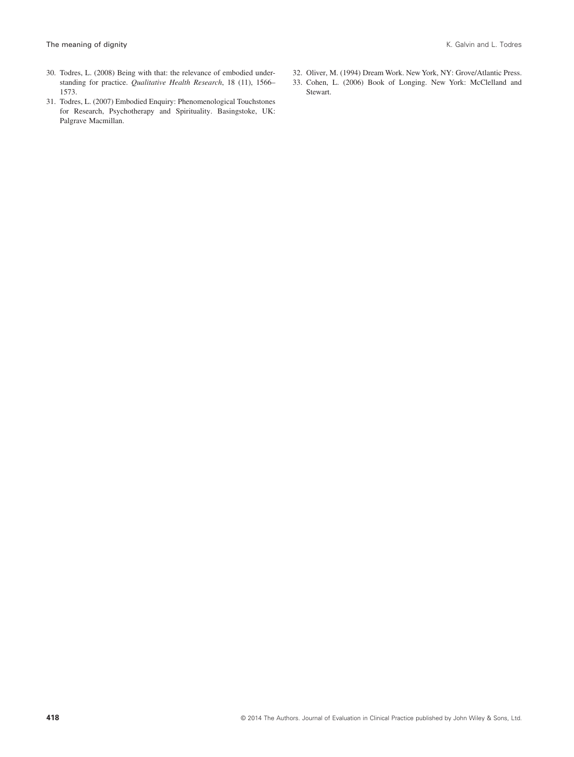30. Todres, L. (2008) Being with that: the relevance of embodied understanding for practice. *Qualitative Health Research*, 18 (11), 1566–1573.
31. Todres, L. (2007) Embodied Enquiry: Phenomenological Touchstones for Research, Psychotherapy and Spirituality. Basingstoke, UK: Palgrave Macmillan.
32. Oliver, M. (1994) Dream Work. New York, NY: Grove/Atlantic Press.
33. Cohen, L. (2006) Book of Longing. New York: McClelland and Stewart.